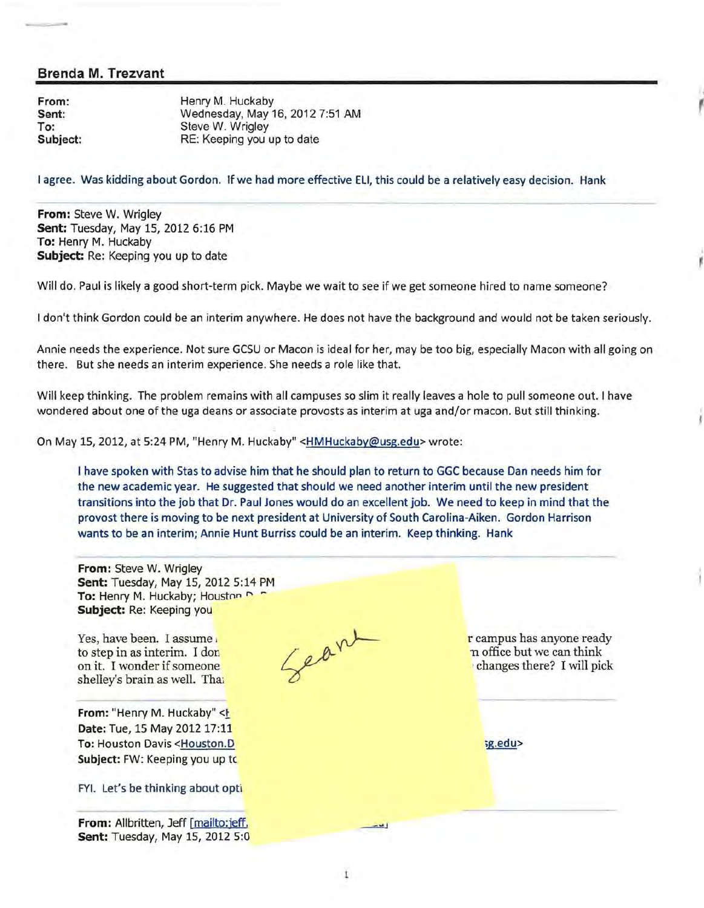## Brenda M. Trezvant

**From:** Henry M. Huckaby
**Sent:** Wednesday, May 16, 2012 7:51 AM
**To:** Steve W. Wrigley
**Subject:** RE: Keeping you up to date

I agree. Was kidding about Gordon. If we had more effective ELI, this could be a relatively easy decision. Hank

---

**From:** Steve W. Wrigley
**Sent:** Tuesday, May 15, 2012 6:16 PM
**To:** Henry M. Huckaby
**Subject:** Re: Keeping you up to date

Will do. Paul is likely a good short-term pick. Maybe we wait to see if we get someone hired to name someone?

I don't think Gordon could be an interim anywhere. He does not have the background and would not be taken seriously.

Annie needs the experience. Not sure GCSU or Macon is ideal for her, may be too big, especially Macon with all going on there. But she needs an interim experience. She needs a role like that.

Will keep thinking. The problem remains with all campuses so slim it really leaves a hole to pull someone out. I have wondered about one of the uga deans or associate provosts as interim at uga and/or macon. But still thinking.

On May 15, 2012, at 5:24 PM, "Henry M. Huckaby" <HMHuckaby@usg.edu> wrote:

> I have spoken with Stas to advise him that he should plan to return to GGC because Dan needs him for the new academic year. He suggested that should we need another interim until the new president transitions into the job that Dr. Paul Jones would do an excellent job. We need to keep in mind that the provost there is moving to be next president at University of South Carolina-Aiken. Gordon Harrison wants to be an interim; Annie Hunt Burriss could be an interim. Keep thinking. Hank
>
> ---
>
> **From:** Steve W. Wrigley
> **Sent:** Tuesday, May 15, 2012 5:14 PM
> **To:** Henry M. Huckaby; Houston D. D
> **Subject:** Re: Keeping you
>
> Yes, have been. I assume ... r campus has anyone ready to step in as interim. I don ... n office but we can think on it. I wonder if someone ... changes there? I will pick shelley's brain as well. Tha
>
> Sean
>
> ---
>
> **From:** "Henry M. Huckaby" <H
> **Date:** Tue, 15 May 2012 17:11
> **To:** Houston Davis <Houston.D ... sg.edu>
> **Subject:** FW: Keeping you up to
>
> FYI. Let's be thinking about opti
>
> ---
>
> **From:** Allbritten, Jeff [mailto:jeff.
> **Sent:** Tuesday, May 15, 2012 5:0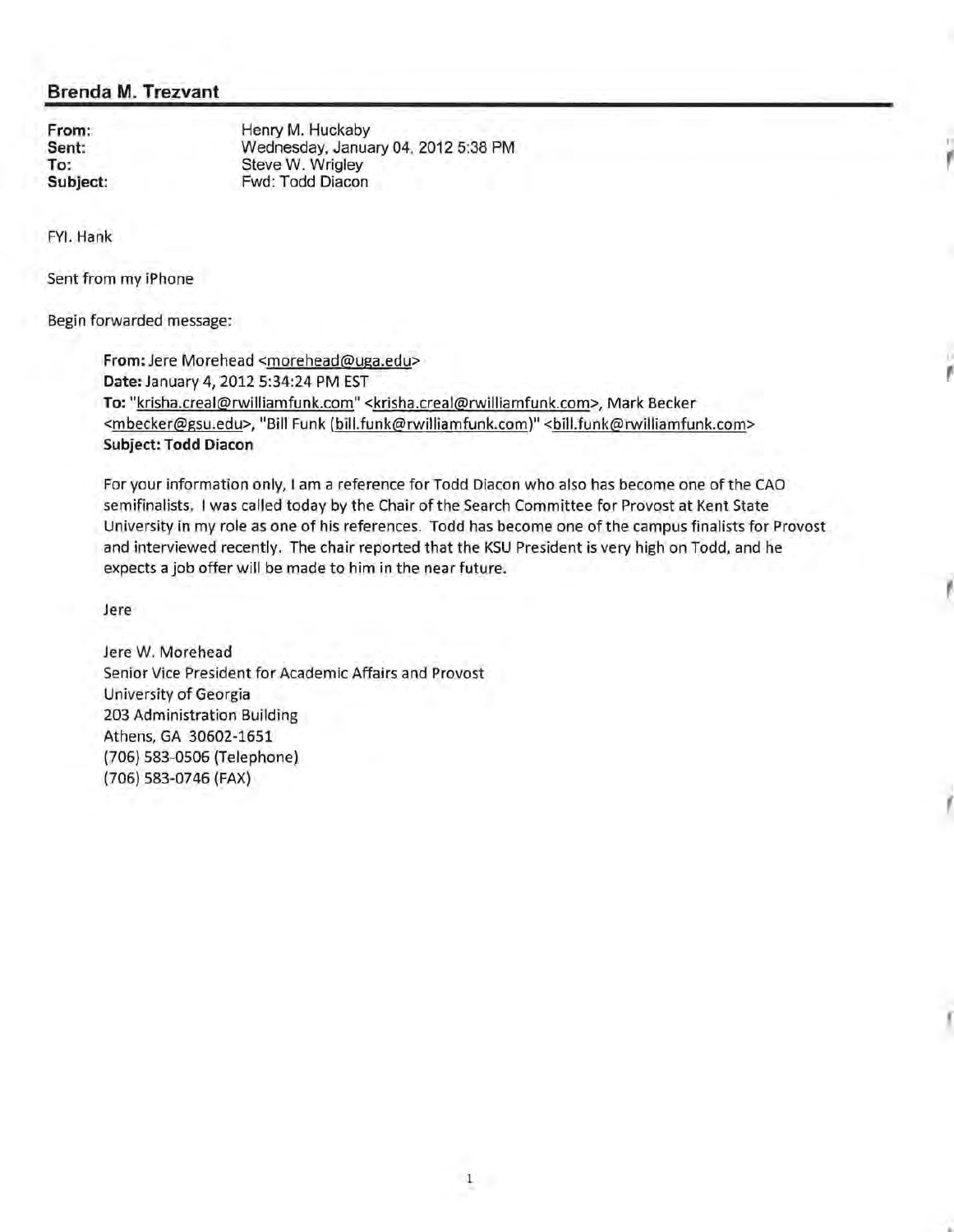## Brenda M. Trezvant

**From:** Henry M. Huckaby
**Sent:** Wednesday, January 04, 2012 5:38 PM
**To:** Steve W. Wrigley
**Subject:** Fwd: Todd Diacon

FYI. Hank

Sent from my iPhone

Begin forwarded message:

> **From:** Jere Morehead <morehead@uga.edu>
> **Date:** January 4, 2012 5:34:24 PM EST
> **To:** "krisha.creal@rwilliamfunk.com" <krisha.creal@rwilliamfunk.com>, Mark Becker <mbecker@gsu.edu>, "Bill Funk (bill.funk@rwilliamfunk.com)" <bill.funk@rwilliamfunk.com>
> **Subject: Todd Diacon**
>
> For your information only, I am a reference for Todd Diacon who also has become one of the CAO semifinalists. I was called today by the Chair of the Search Committee for Provost at Kent State University in my role as one of his references. Todd has become one of the campus finalists for Provost and interviewed recently. The chair reported that the KSU President is very high on Todd, and he expects a job offer will be made to him in the near future.
>
> Jere
>
> Jere W. Morehead
> Senior Vice President for Academic Affairs and Provost
> University of Georgia
> 203 Administration Building
> Athens, GA 30602-1651
> (706) 583-0506 (Telephone)
> (706) 583-0746 (FAX)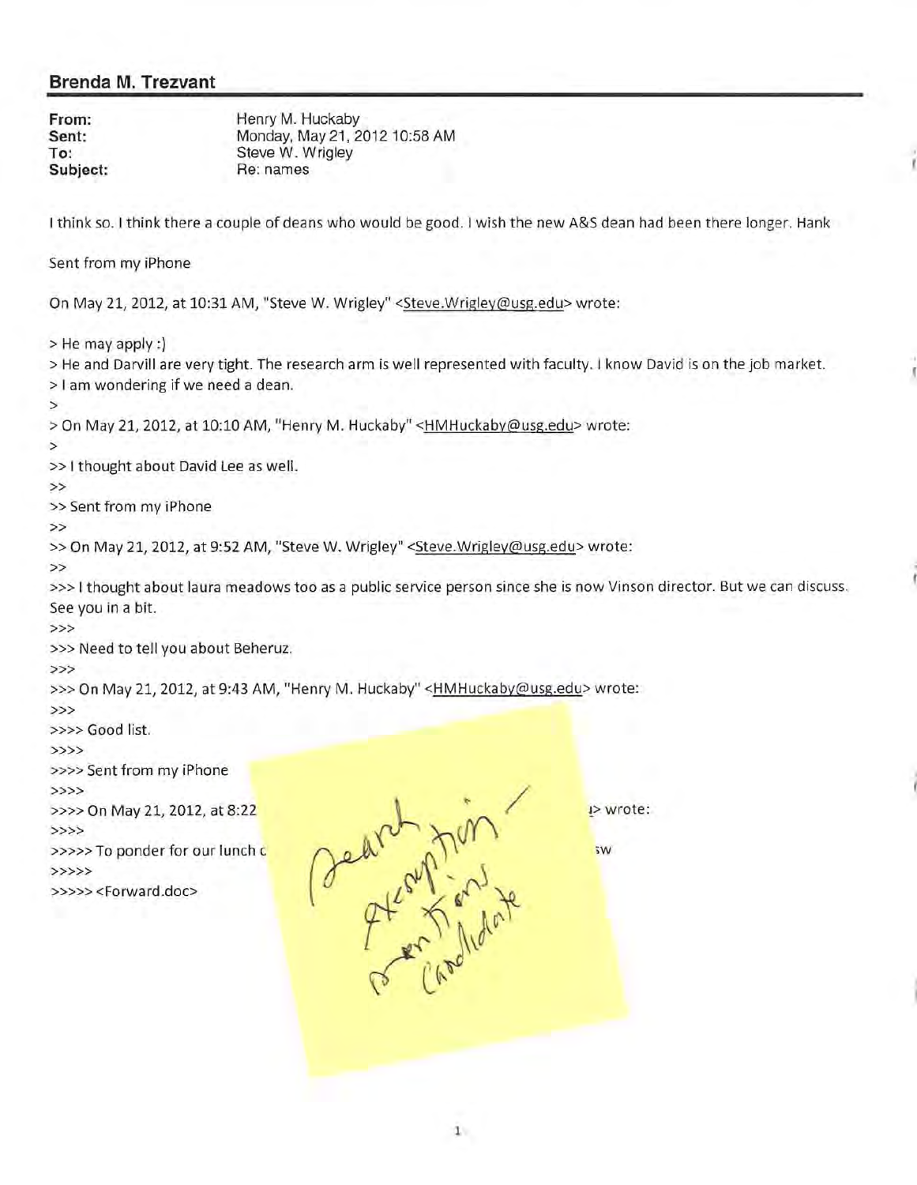## Brenda M. Trezvant

**From:** Henry M. Huckaby
**Sent:** Monday, May 21, 2012 10:58 AM
**To:** Steve W. Wrigley
**Subject:** Re: names

I think so. I think there a couple of deans who would be good. I wish the new A&S dean had been there longer. Hank

Sent from my iPhone

On May 21, 2012, at 10:31 AM, "Steve W. Wrigley" <Steve.Wrigley@usg.edu> wrote:

> He may apply :)
> He and Darvill are very tight. The research arm is well represented with faculty. I know David is on the job market.
> I am wondering if we need a dean.
>
> On May 21, 2012, at 10:10 AM, "Henry M. Huckaby" <HMHuckaby@usg.edu> wrote:
>
>> I thought about David Lee as well.
>>
>> Sent from my iPhone
>>
>> On May 21, 2012, at 9:52 AM, "Steve W. Wrigley" <Steve.Wrigley@usg.edu> wrote:
>>
>>> I thought about laura meadows too as a public service person since she is now Vinson director. But we can discuss. See you in a bit.
>>>
>>> Need to tell you about Beheruz.
>>>
>>> On May 21, 2012, at 9:43 AM, "Henry M. Huckaby" <HMHuckaby@usg.edu> wrote:
>>>
>>>> Good list.
>>>>
>>>> Sent from my iPhone
>>>>
>>>> On May 21, 2012, at 8:22 ... > wrote:
>>>>
>>>>> To ponder for our lunch c... sw
>>>>>
>>>>> <Forward.doc>

Search exemption – mentions candidate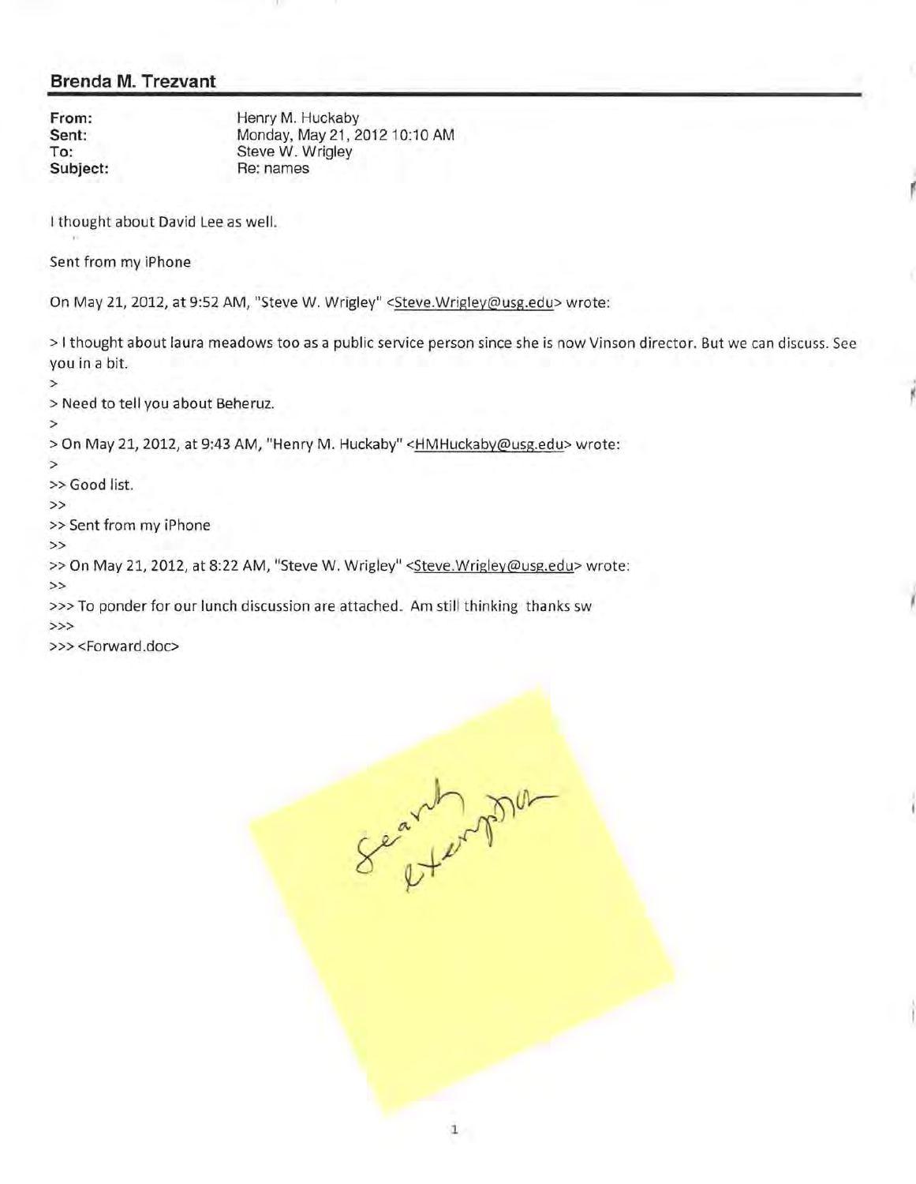## Brenda M. Trezvant

**From:** Henry M. Huckaby
**Sent:** Monday, May 21, 2012 10:10 AM
**To:** Steve W. Wrigley
**Subject:** Re: names

I thought about David Lee as well.

Sent from my iPhone

On May 21, 2012, at 9:52 AM, "Steve W. Wrigley" <Steve.Wrigley@usg.edu> wrote:

> I thought about laura meadows too as a public service person since she is now Vinson director. But we can discuss. See you in a bit.
>
> Need to tell you about Beheruz.
>
> On May 21, 2012, at 9:43 AM, "Henry M. Huckaby" <HMHuckaby@usg.edu> wrote:
>
>> Good list.
>>
>> Sent from my iPhone
>>
>> On May 21, 2012, at 8:22 AM, "Steve W. Wrigley" <Steve.Wrigley@usg.edu> wrote:
>>
>>> To ponder for our lunch discussion are attached. Am still thinking thanks sw
>>>
>>> <Forward.doc>

Search exemption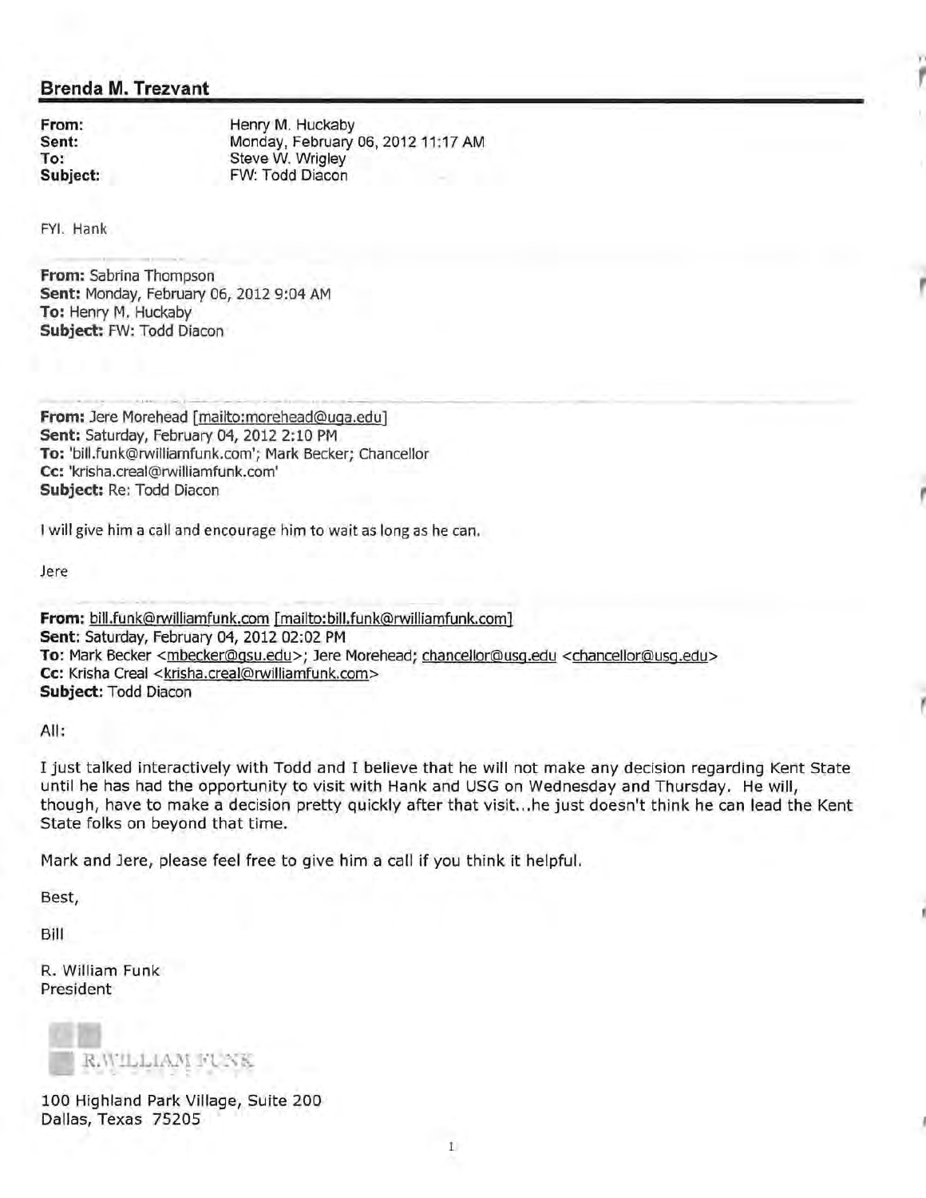## Brenda M. Trezvant

**From:** Henry M. Huckaby
**Sent:** Monday, February 06, 2012 11:17 AM
**To:** Steve W. Wrigley
**Subject:** FW: Todd Diacon

FYI. Hank

---

**From:** Sabrina Thompson
**Sent:** Monday, February 06, 2012 9:04 AM
**To:** Henry M. Huckaby
**Subject:** FW: Todd Diacon

---

**From:** Jere Morehead [mailto:morehead@uga.edu]
**Sent:** Saturday, February 04, 2012 2:10 PM
**To:** 'bill.funk@rwilliamfunk.com'; Mark Becker; Chancellor
**Cc:** 'krisha.creal@rwilliamfunk.com'
**Subject:** Re: Todd Diacon

I will give him a call and encourage him to wait as long as he can.

Jere

---

**From:** bill.funk@rwilliamfunk.com [mailto:bill.funk@rwilliamfunk.com]
**Sent:** Saturday, February 04, 2012 02:02 PM
**To:** Mark Becker <mbecker@gsu.edu>; Jere Morehead; chancellor@usg.edu <chancellor@usg.edu>
**Cc:** Krisha Creal <krisha.creal@rwilliamfunk.com>
**Subject:** Todd Diacon

All:

I just talked interactively with Todd and I believe that he will not make any decision regarding Kent State until he has had the opportunity to visit with Hank and USG on Wednesday and Thursday. He will, though, have to make a decision pretty quickly after that visit...he just doesn't think he can lead the Kent State folks on beyond that time.

Mark and Jere, please feel free to give him a call if you think it helpful.

Best,

Bill

R. William Funk
President

R.WILLIAM FUNK

100 Highland Park Village, Suite 200
Dallas, Texas 75205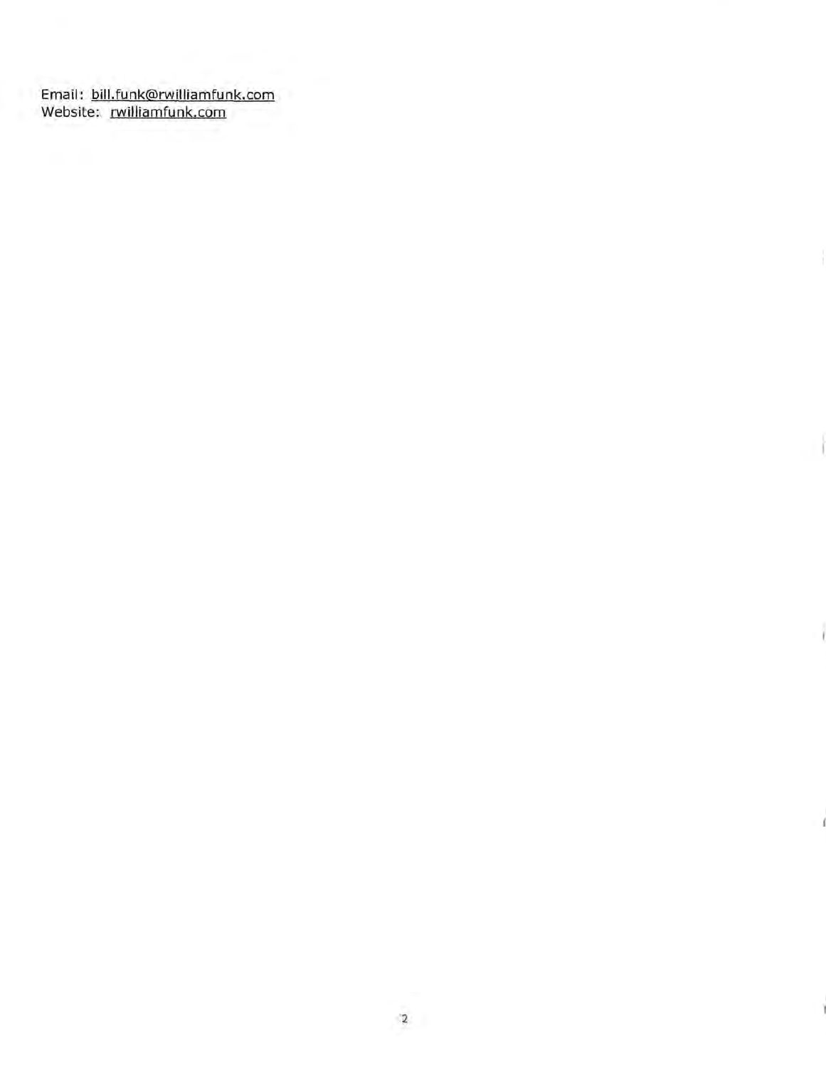Email: bill.funk@rwilliamfunk.com
Website: rwilliamfunk.com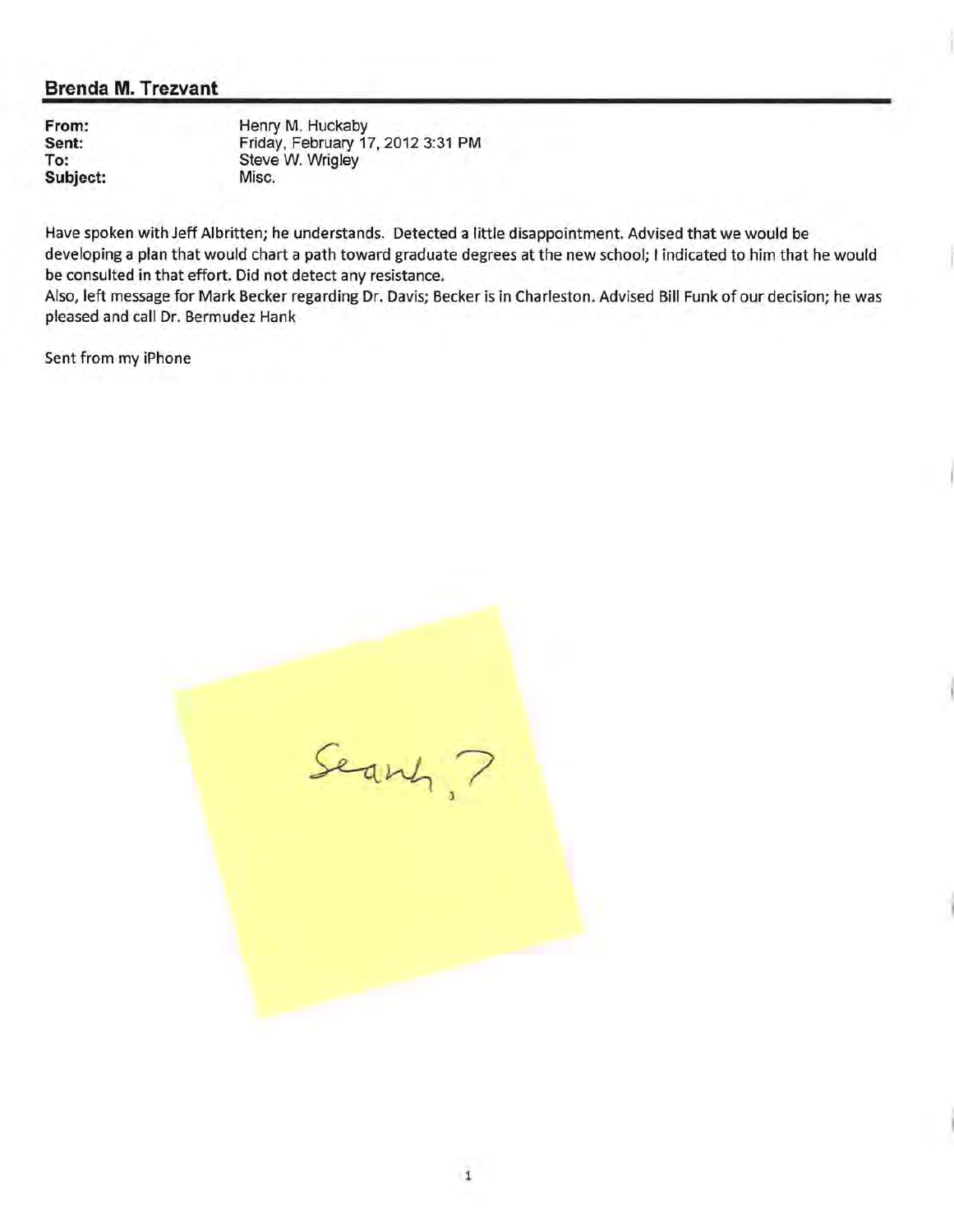## Brenda M. Trezvant

**From:** Henry M. Huckaby
**Sent:** Friday, February 17, 2012 3:31 PM
**To:** Steve W. Wrigley
**Subject:** Misc.

Have spoken with Jeff Albritten; he understands. Detected a little disappointment. Advised that we would be developing a plan that would chart a path toward graduate degrees at the new school; I indicated to him that he would be consulted in that effort. Did not detect any resistance.
Also, left message for Mark Becker regarding Dr. Davis; Becker is in Charleston. Advised Bill Funk of our decision; he was pleased and call Dr. Bermudez Hank

Sent from my iPhone

Search?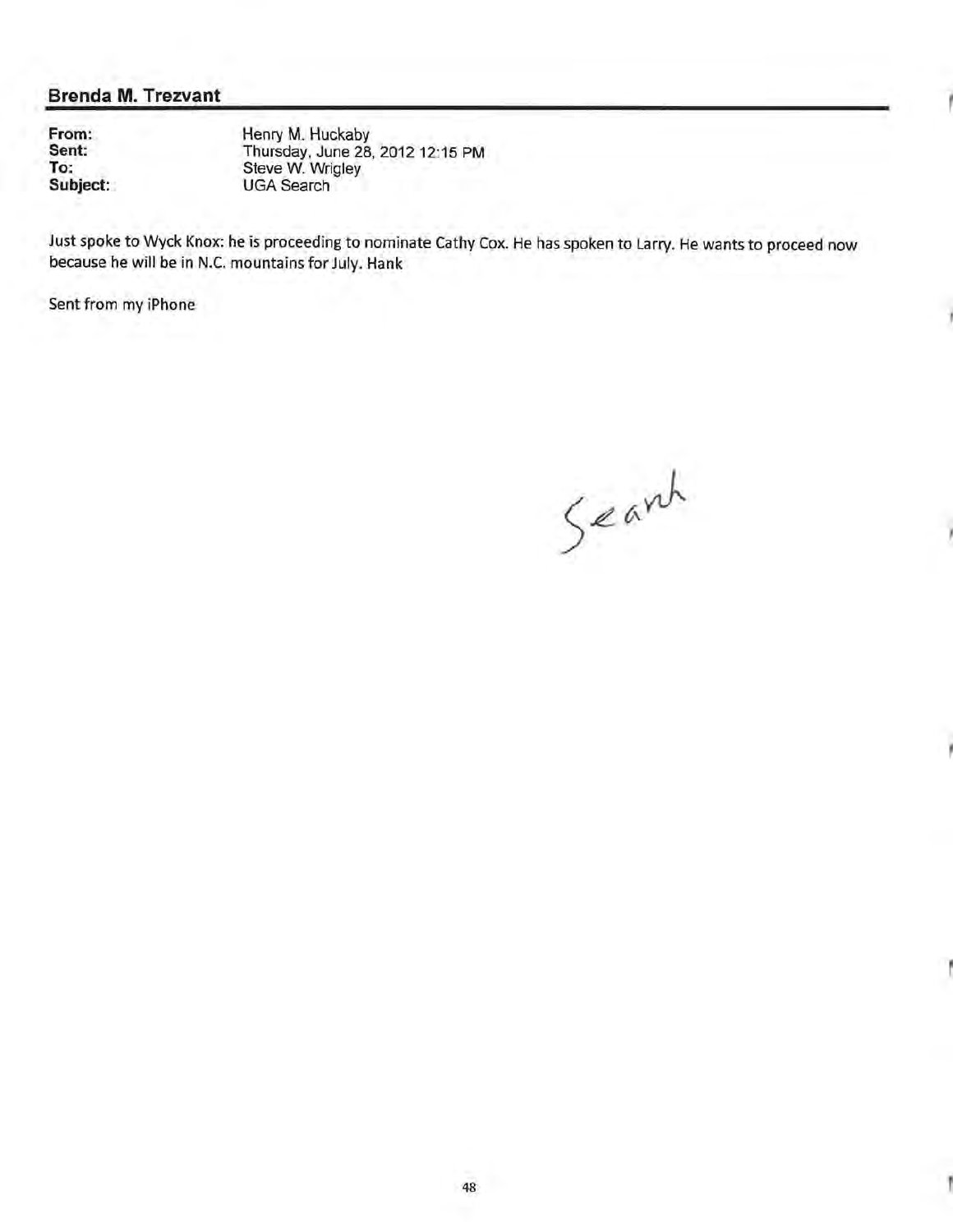## Brenda M. Trezvant

**From:** Henry M. Huckaby
**Sent:** Thursday, June 28, 2012 12:15 PM
**To:** Steve W. Wrigley
**Subject:** UGA Search

Just spoke to Wyck Knox: he is proceeding to nominate Cathy Cox. He has spoken to Larry. He wants to proceed now because he will be in N.C. mountains for July. Hank

Sent from my iPhone

Search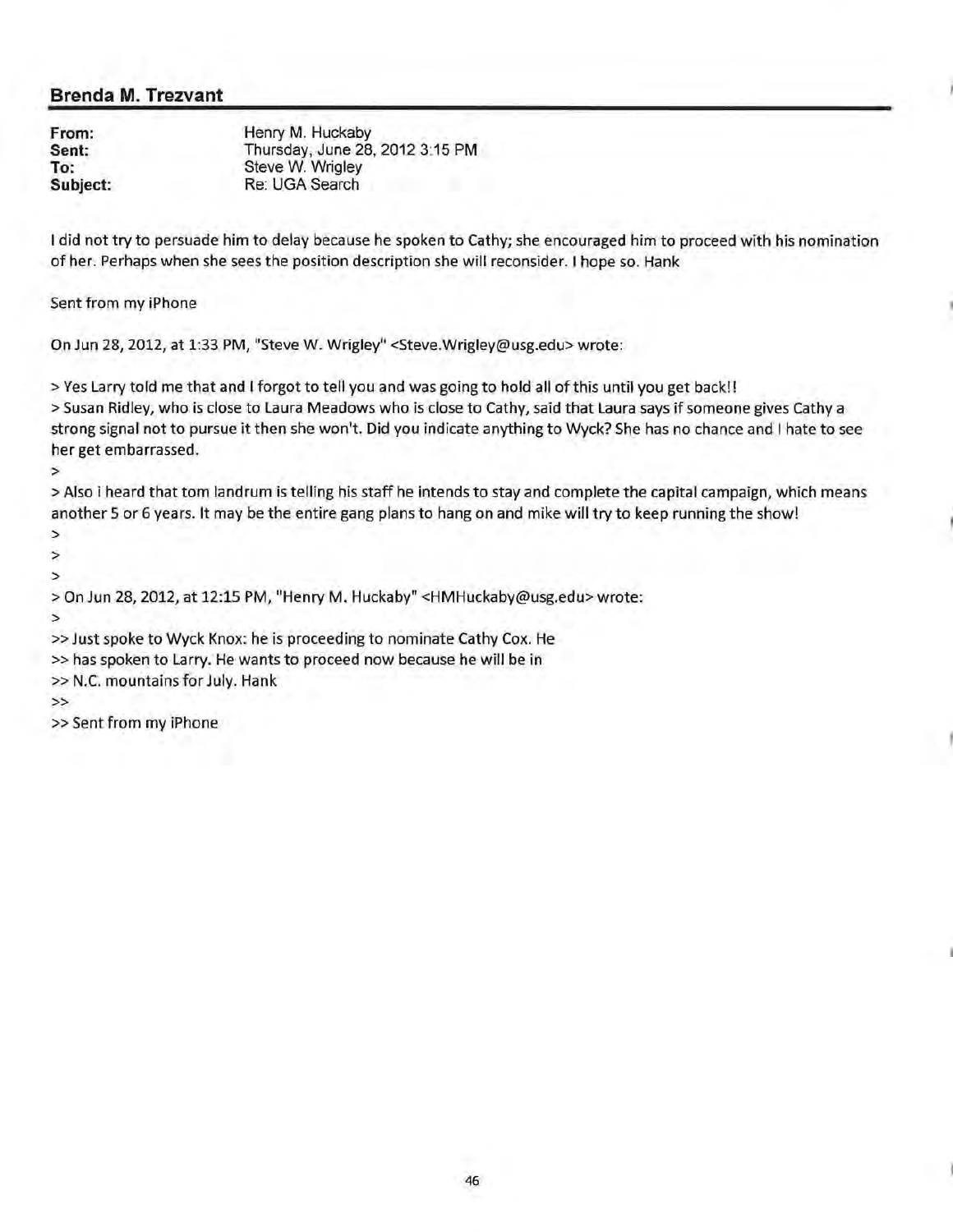## Brenda M. Trezvant

| | |
|---|---|
| **From:** | Henry M. Huckaby |
| **Sent:** | Thursday, June 28, 2012 3:15 PM |
| **To:** | Steve W. Wrigley |
| **Subject:** | Re: UGA Search |

I did not try to persuade him to delay because he spoken to Cathy; she encouraged him to proceed with his nomination of her. Perhaps when she sees the position description she will reconsider. I hope so. Hank

Sent from my iPhone

On Jun 28, 2012, at 1:33 PM, "Steve W. Wrigley" <Steve.Wrigley@usg.edu> wrote:

> Yes Larry told me that and I forgot to tell you and was going to hold all of this until you get back!!
> Susan Ridley, who is close to Laura Meadows who is close to Cathy, said that Laura says if someone gives Cathy a strong signal not to pursue it then she won't. Did you indicate anything to Wyck? She has no chance and I hate to see her get embarrassed.
>
> Also i heard that tom landrum is telling his staff he intends to stay and complete the capital campaign, which means another 5 or 6 years. It may be the entire gang plans to hang on and mike will try to keep running the show!
>
>
>
> On Jun 28, 2012, at 12:15 PM, "Henry M. Huckaby" <HMHuckaby@usg.edu> wrote:
>
>> Just spoke to Wyck Knox: he is proceeding to nominate Cathy Cox. He
>> has spoken to Larry. He wants to proceed now because he will be in
>> N.C. mountains for July. Hank
>>
>> Sent from my iPhone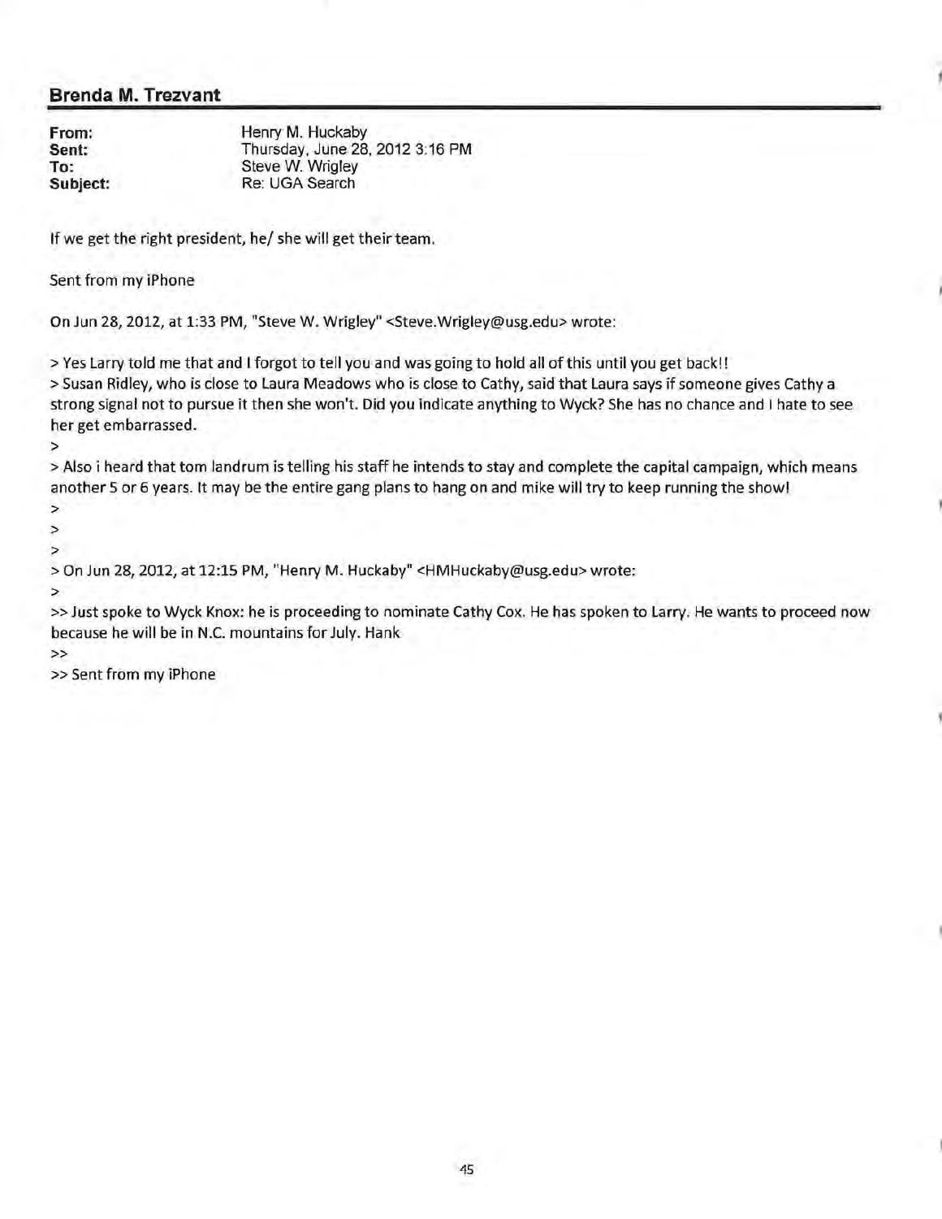## Brenda M. Trezvant

| | |
|---|---|
| **From:** | Henry M. Huckaby |
| **Sent:** | Thursday, June 28, 2012 3:16 PM |
| **To:** | Steve W. Wrigley |
| **Subject:** | Re: UGA Search |

If we get the right president, he/ she will get their team.

Sent from my iPhone

On Jun 28, 2012, at 1:33 PM, "Steve W. Wrigley" <Steve.Wrigley@usg.edu> wrote:

> Yes Larry told me that and I forgot to tell you and was going to hold all of this until you get back!!
> Susan Ridley, who is close to Laura Meadows who is close to Cathy, said that Laura says if someone gives Cathy a strong signal not to pursue it then she won't. Did you indicate anything to Wyck? She has no chance and I hate to see her get embarrassed.
>
> Also i heard that tom landrum is telling his staff he intends to stay and complete the capital campaign, which means another 5 or 6 years. It may be the entire gang plans to hang on and mike will try to keep running the show!
>
>
>
> On Jun 28, 2012, at 12:15 PM, "Henry M. Huckaby" <HMHuckaby@usg.edu> wrote:
>
>> Just spoke to Wyck Knox: he is proceeding to nominate Cathy Cox. He has spoken to Larry. He wants to proceed now because he will be in N.C. mountains for July. Hank
>>
>> Sent from my iPhone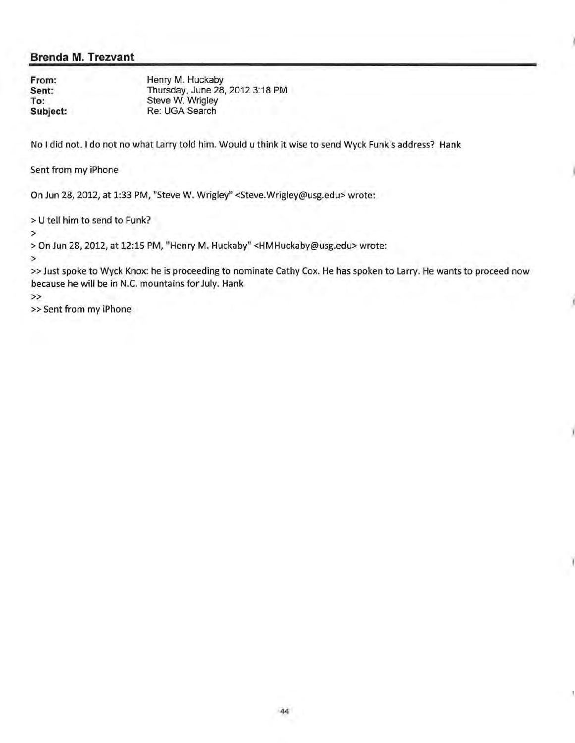## Brenda M. Trezvant

**From:** Henry M. Huckaby
**Sent:** Thursday, June 28, 2012 3:18 PM
**To:** Steve W. Wrigley
**Subject:** Re: UGA Search

No I did not. I do not no what Larry told him. Would u think it wise to send Wyck Funk's address? Hank

Sent from my iPhone

On Jun 28, 2012, at 1:33 PM, "Steve W. Wrigley" <Steve.Wrigley@usg.edu> wrote:

> U tell him to send to Funk?
>
> On Jun 28, 2012, at 12:15 PM, "Henry M. Huckaby" <HMHuckaby@usg.edu> wrote:
>
>> Just spoke to Wyck Knox: he is proceeding to nominate Cathy Cox. He has spoken to Larry. He wants to proceed now because he will be in N.C. mountains for July. Hank
>>
>> Sent from my iPhone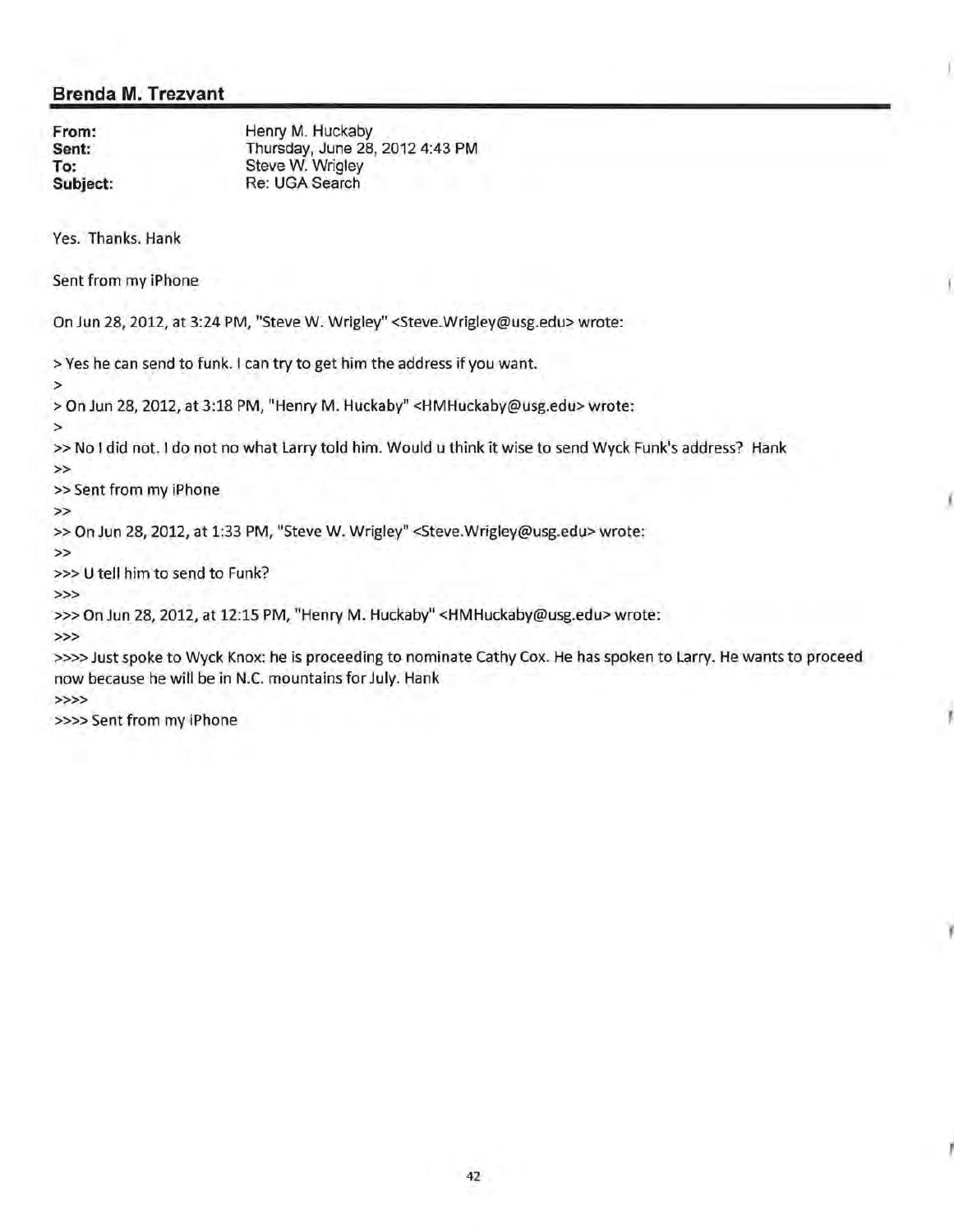## Brenda M. Trezvant

**From:** Henry M. Huckaby
**Sent:** Thursday, June 28, 2012 4:43 PM
**To:** Steve W. Wrigley
**Subject:** Re: UGA Search

Yes. Thanks. Hank

Sent from my iPhone

On Jun 28, 2012, at 3:24 PM, "Steve W. Wrigley" <Steve.Wrigley@usg.edu> wrote:

> Yes he can send to funk. I can try to get him the address if you want.
>
> On Jun 28, 2012, at 3:18 PM, "Henry M. Huckaby" <HMHuckaby@usg.edu> wrote:
>
>> No I did not. I do not no what Larry told him. Would u think it wise to send Wyck Funk's address? Hank
>>
>> Sent from my iPhone
>>
>> On Jun 28, 2012, at 1:33 PM, "Steve W. Wrigley" <Steve.Wrigley@usg.edu> wrote:
>>
>>> U tell him to send to Funk?
>>>
>>> On Jun 28, 2012, at 12:15 PM, "Henry M. Huckaby" <HMHuckaby@usg.edu> wrote:
>>>
>>>> Just spoke to Wyck Knox: he is proceeding to nominate Cathy Cox. He has spoken to Larry. He wants to proceed now because he will be in N.C. mountains for July. Hank
>>>>
>>>> Sent from my iPhone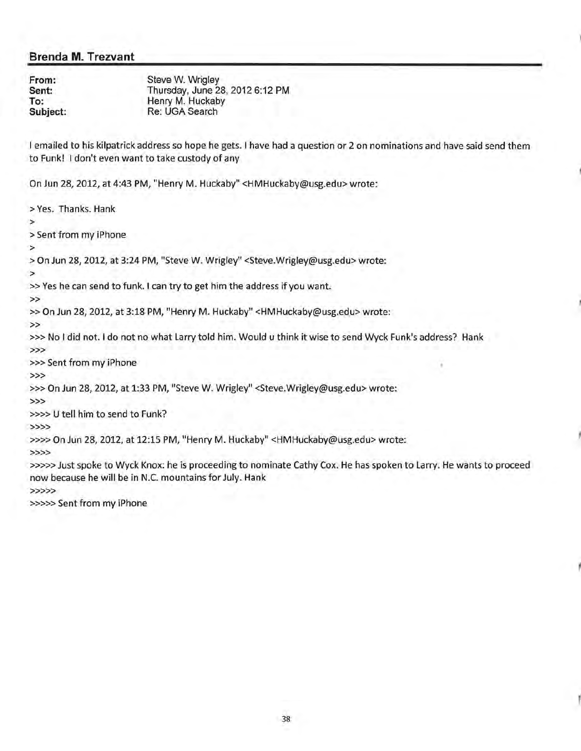## Brenda M. Trezvant

**From:** Steve W. Wrigley
**Sent:** Thursday, June 28, 2012 6:12 PM
**To:** Henry M. Huckaby
**Subject:** Re: UGA Search

I emailed to his kilpatrick address so hope he gets. I have had a question or 2 on nominations and have said send them to Funk! I don't even want to take custody of any

On Jun 28, 2012, at 4:43 PM, "Henry M. Huckaby" <HMHuckaby@usg.edu> wrote:

> Yes. Thanks. Hank
>
> Sent from my iPhone
>
> On Jun 28, 2012, at 3:24 PM, "Steve W. Wrigley" <Steve.Wrigley@usg.edu> wrote:
>
>> Yes he can send to funk. I can try to get him the address if you want.
>>
>> On Jun 28, 2012, at 3:18 PM, "Henry M. Huckaby" <HMHuckaby@usg.edu> wrote:
>>
>>> No I did not. I do not no what Larry told him. Would u think it wise to send Wyck Funk's address? Hank
>>>
>>> Sent from my iPhone
>>>
>>> On Jun 28, 2012, at 1:33 PM, "Steve W. Wrigley" <Steve.Wrigley@usg.edu> wrote:
>>>
>>>> U tell him to send to Funk?
>>>>
>>>> On Jun 28, 2012, at 12:15 PM, "Henry M. Huckaby" <HMHuckaby@usg.edu> wrote:
>>>>
>>>>> Just spoke to Wyck Knox: he is proceeding to nominate Cathy Cox. He has spoken to Larry. He wants to proceed now because he will be in N.C. mountains for July. Hank
>>>>>
>>>>> Sent from my iPhone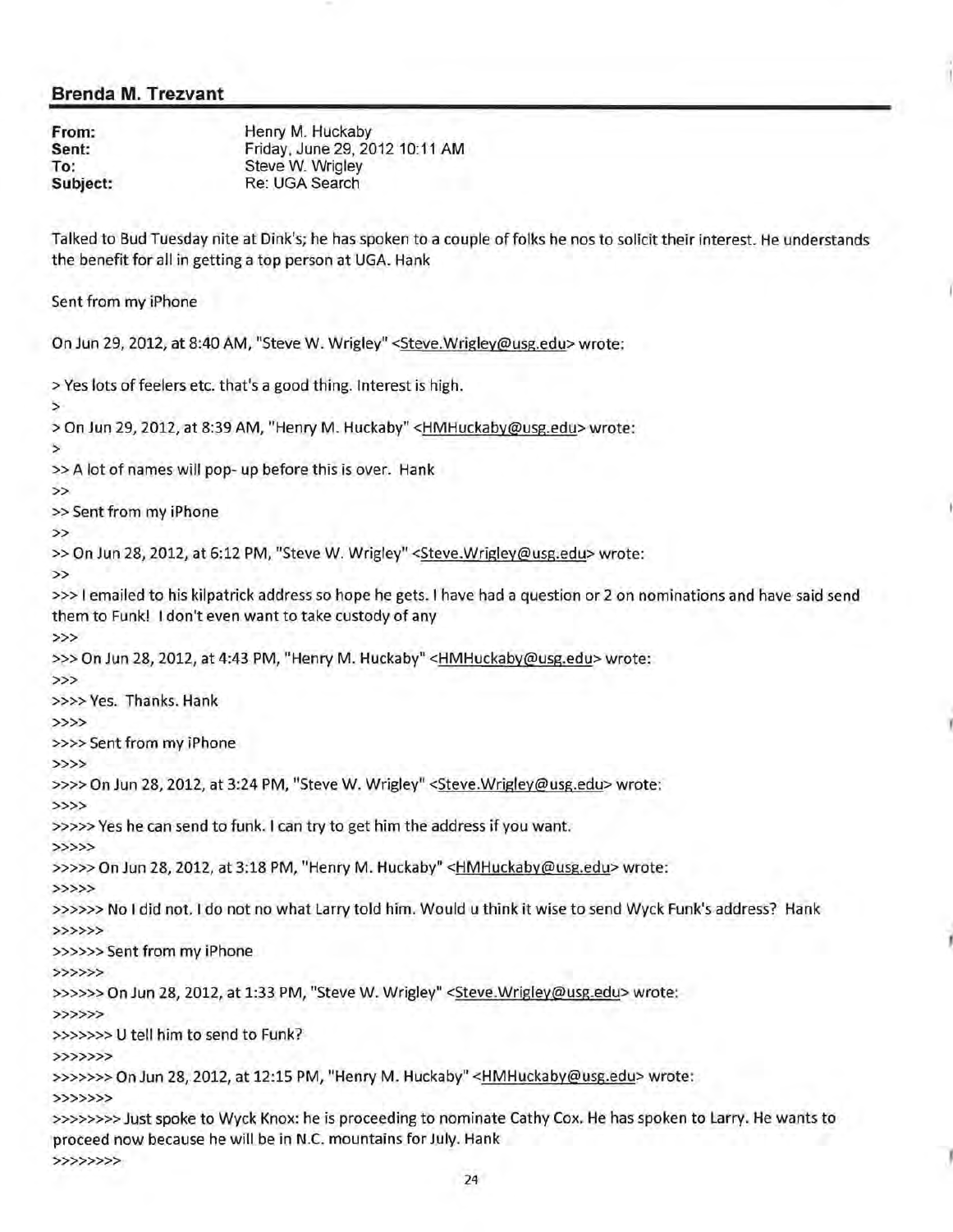## Brenda M. Trezvant

**From:** Henry M. Huckaby
**Sent:** Friday, June 29, 2012 10:11 AM
**To:** Steve W. Wrigley
**Subject:** Re: UGA Search

Talked to Bud Tuesday nite at Dink's; he has spoken to a couple of folks he nos to solicit their interest. He understands the benefit for all in getting a top person at UGA. Hank

Sent from my iPhone

On Jun 29, 2012, at 8:40 AM, "Steve W. Wrigley" <Steve.Wrigley@usg.edu> wrote:

> Yes lots of feelers etc. that's a good thing. Interest is high.
>
> On Jun 29, 2012, at 8:39 AM, "Henry M. Huckaby" <HMHuckaby@usg.edu> wrote:
>
>> A lot of names will pop- up before this is over. Hank
>>
>> Sent from my iPhone
>>
>> On Jun 28, 2012, at 6:12 PM, "Steve W. Wrigley" <Steve.Wrigley@usg.edu> wrote:
>>
>>> I emailed to his kilpatrick address so hope he gets. I have had a question or 2 on nominations and have said send them to Funk! I don't even want to take custody of any
>>>
>>> On Jun 28, 2012, at 4:43 PM, "Henry M. Huckaby" <HMHuckaby@usg.edu> wrote:
>>>
>>>> Yes. Thanks. Hank
>>>>
>>>> Sent from my iPhone
>>>>
>>>> On Jun 28, 2012, at 3:24 PM, "Steve W. Wrigley" <Steve.Wrigley@usg.edu> wrote:
>>>>
>>>>> Yes he can send to funk. I can try to get him the address if you want.
>>>>>
>>>>> On Jun 28, 2012, at 3:18 PM, "Henry M. Huckaby" <HMHuckaby@usg.edu> wrote:
>>>>>
>>>>>> No I did not. I do not no what Larry told him. Would u think it wise to send Wyck Funk's address? Hank
>>>>>>
>>>>>> Sent from my iPhone
>>>>>>
>>>>>> On Jun 28, 2012, at 1:33 PM, "Steve W. Wrigley" <Steve.Wrigley@usg.edu> wrote:
>>>>>>
>>>>>>> U tell him to send to Funk?
>>>>>>>
>>>>>>> On Jun 28, 2012, at 12:15 PM, "Henry M. Huckaby" <HMHuckaby@usg.edu> wrote:
>>>>>>>
>>>>>>>> Just spoke to Wyck Knox: he is proceeding to nominate Cathy Cox. He has spoken to Larry. He wants to proceed now because he will be in N.C. mountains for July. Hank
>>>>>>>>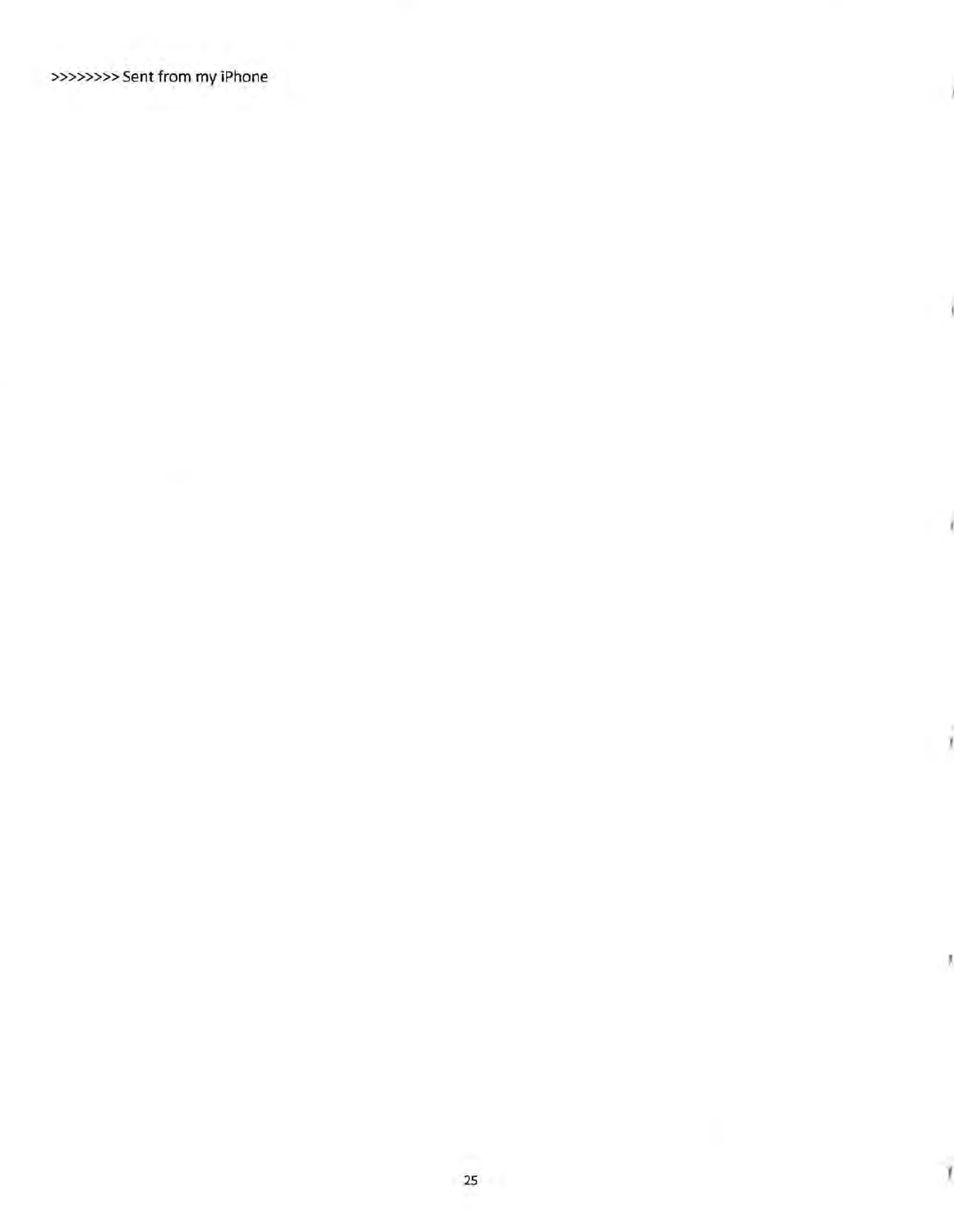>>>>>>>> Sent from my iPhone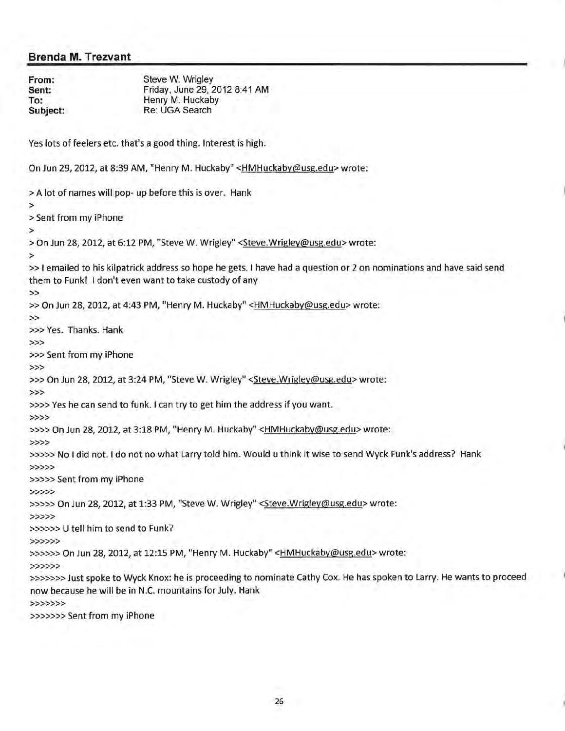## Brenda M. Trezvant

**From:** Steve W. Wrigley
**Sent:** Friday, June 29, 2012 8:41 AM
**To:** Henry M. Huckaby
**Subject:** Re: UGA Search

Yes lots of feelers etc. that's a good thing. Interest is high.

On Jun 29, 2012, at 8:39 AM, "Henry M. Huckaby" <HMHuckaby@usg.edu> wrote:

> A lot of names will pop- up before this is over. Hank
>
> Sent from my iPhone
>
> On Jun 28, 2012, at 6:12 PM, "Steve W. Wrigley" <Steve.Wrigley@usg.edu> wrote:
>
>> I emailed to his kilpatrick address so hope he gets. I have had a question or 2 on nominations and have said send them to Funk! I don't even want to take custody of any
>>
>> On Jun 28, 2012, at 4:43 PM, "Henry M. Huckaby" <HMHuckaby@usg.edu> wrote:
>>
>>> Yes. Thanks. Hank
>>>
>>> Sent from my iPhone
>>>
>>> On Jun 28, 2012, at 3:24 PM, "Steve W. Wrigley" <Steve.Wrigley@usg.edu> wrote:
>>>
>>>> Yes he can send to funk. I can try to get him the address if you want.
>>>>
>>>> On Jun 28, 2012, at 3:18 PM, "Henry M. Huckaby" <HMHuckaby@usg.edu> wrote:
>>>>
>>>>> No I did not. I do not no what Larry told him. Would u think it wise to send Wyck Funk's address? Hank
>>>>>
>>>>> Sent from my iPhone
>>>>>
>>>>> On Jun 28, 2012, at 1:33 PM, "Steve W. Wrigley" <Steve.Wrigley@usg.edu> wrote:
>>>>>
>>>>>> U tell him to send to Funk?
>>>>>>
>>>>>> On Jun 28, 2012, at 12:15 PM, "Henry M. Huckaby" <HMHuckaby@usg.edu> wrote:
>>>>>>
>>>>>>> Just spoke to Wyck Knox: he is proceeding to nominate Cathy Cox. He has spoken to Larry. He wants to proceed now because he will be in N.C. mountains for July. Hank
>>>>>>>
>>>>>>> Sent from my iPhone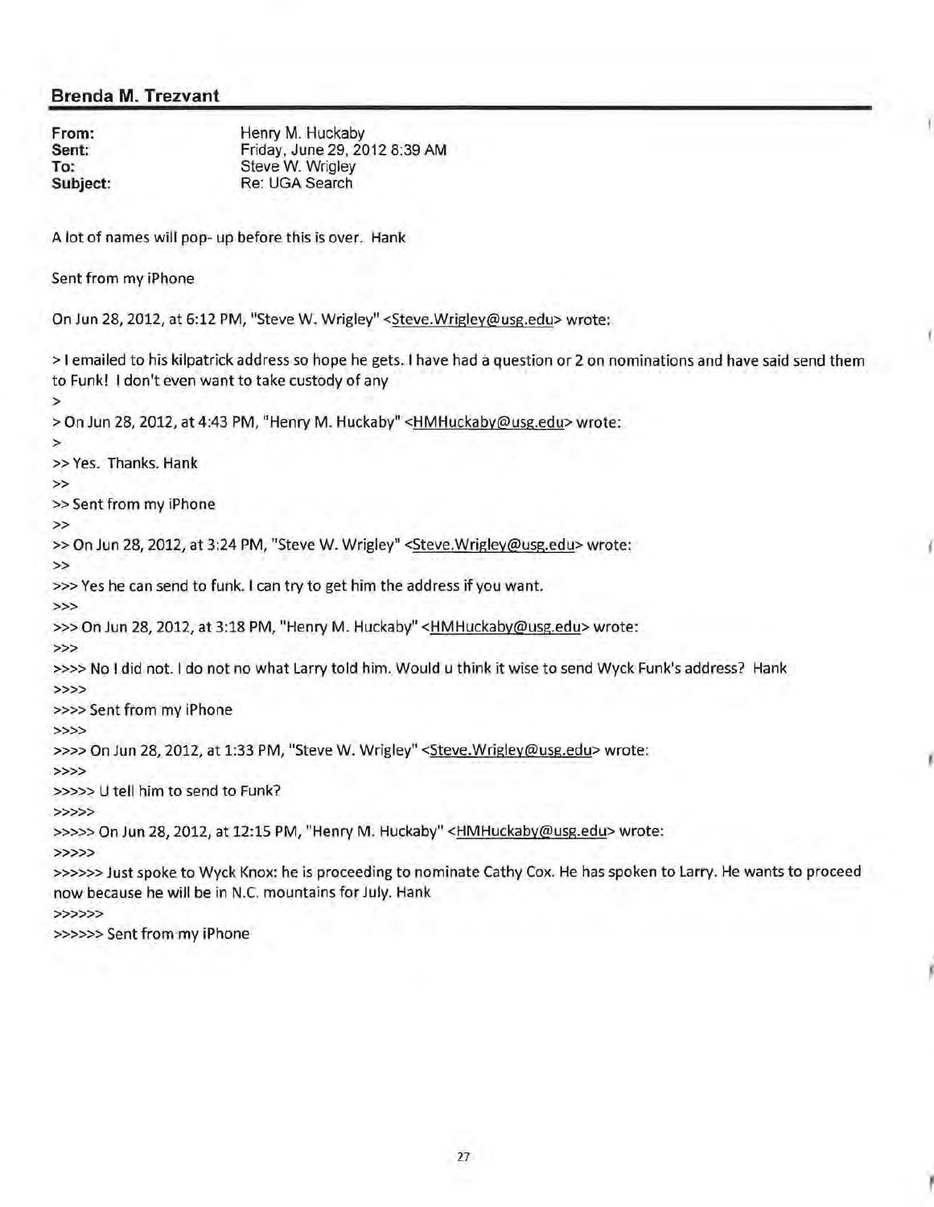## Brenda M. Trezvant

**From:** Henry M. Huckaby
**Sent:** Friday, June 29, 2012 8:39 AM
**To:** Steve W. Wrigley
**Subject:** Re: UGA Search

A lot of names will pop- up before this is over. Hank

Sent from my iPhone

On Jun 28, 2012, at 6:12 PM, "Steve W. Wrigley" <Steve.Wrigley@usg.edu> wrote:

> I emailed to his kilpatrick address so hope he gets. I have had a question or 2 on nominations and have said send them to Funk! I don't even want to take custody of any
>
> On Jun 28, 2012, at 4:43 PM, "Henry M. Huckaby" <HMHuckaby@usg.edu> wrote:
>
>> Yes. Thanks. Hank
>>
>> Sent from my iPhone
>>
>> On Jun 28, 2012, at 3:24 PM, "Steve W. Wrigley" <Steve.Wrigley@usg.edu> wrote:
>>
>>> Yes he can send to funk. I can try to get him the address if you want.
>>>
>>> On Jun 28, 2012, at 3:18 PM, "Henry M. Huckaby" <HMHuckaby@usg.edu> wrote:
>>>
>>>> No I did not. I do not no what Larry told him. Would u think it wise to send Wyck Funk's address? Hank
>>>>
>>>> Sent from my iPhone
>>>>
>>>> On Jun 28, 2012, at 1:33 PM, "Steve W. Wrigley" <Steve.Wrigley@usg.edu> wrote:
>>>>
>>>>> U tell him to send to Funk?
>>>>>
>>>>> On Jun 28, 2012, at 12:15 PM, "Henry M. Huckaby" <HMHuckaby@usg.edu> wrote:
>>>>>
>>>>>> Just spoke to Wyck Knox: he is proceeding to nominate Cathy Cox. He has spoken to Larry. He wants to proceed now because he will be in N.C. mountains for July. Hank
>>>>>>
>>>>>> Sent from my iPhone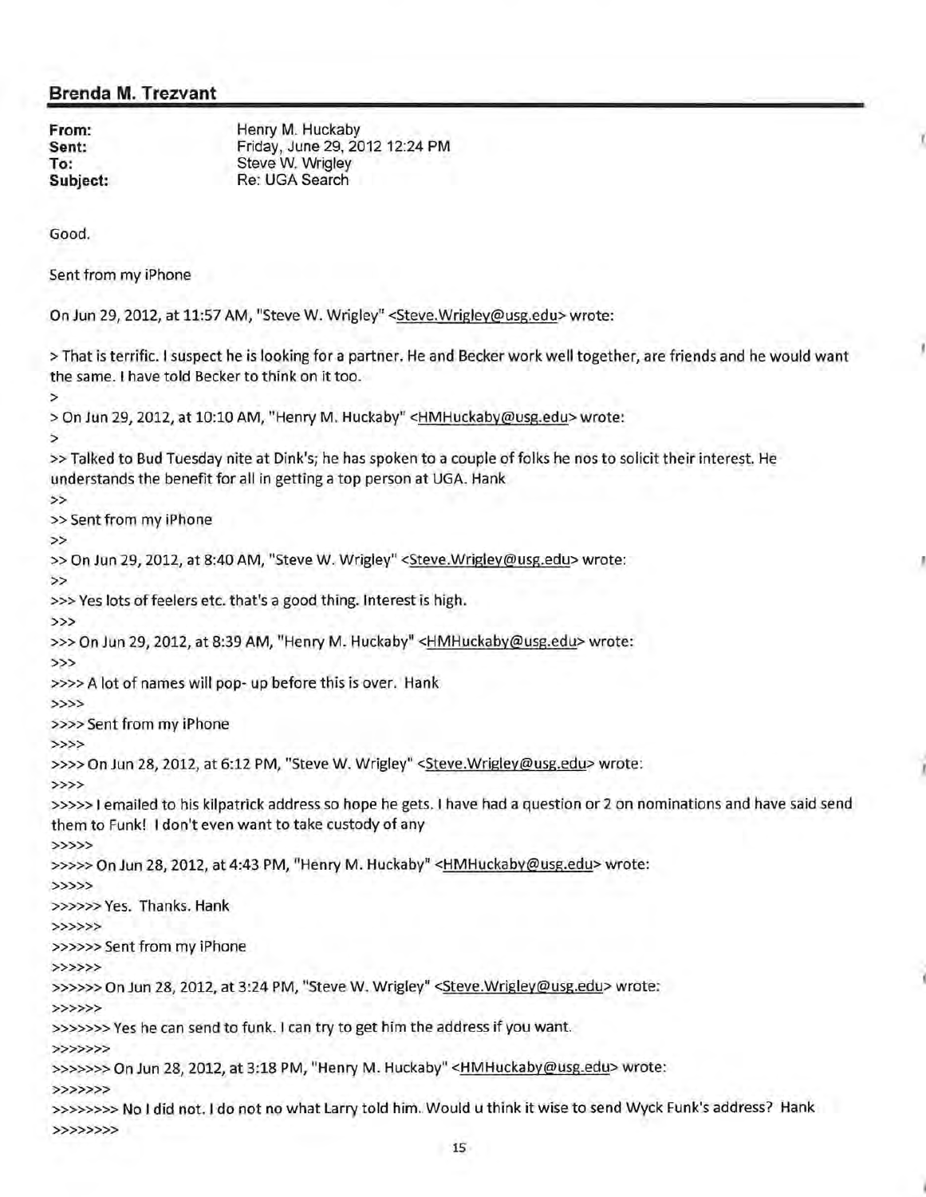## Brenda M. Trezvant

**From:** Henry M. Huckaby
**Sent:** Friday, June 29, 2012 12:24 PM
**To:** Steve W. Wrigley
**Subject:** Re: UGA Search

Good.

Sent from my iPhone

On Jun 29, 2012, at 11:57 AM, "Steve W. Wrigley" <Steve.Wrigley@usg.edu> wrote:

> That is terrific. I suspect he is looking for a partner. He and Becker work well together, are friends and he would want the same. I have told Becker to think on it too.
>
> On Jun 29, 2012, at 10:10 AM, "Henry M. Huckaby" <HMHuckaby@usg.edu> wrote:
>
>> Talked to Bud Tuesday nite at Dink's; he has spoken to a couple of folks he nos to solicit their interest. He understands the benefit for all in getting a top person at UGA. Hank
>>
>> Sent from my iPhone
>>
>> On Jun 29, 2012, at 8:40 AM, "Steve W. Wrigley" <Steve.Wrigley@usg.edu> wrote:
>>
>>> Yes lots of feelers etc. that's a good thing. Interest is high.
>>>
>>> On Jun 29, 2012, at 8:39 AM, "Henry M. Huckaby" <HMHuckaby@usg.edu> wrote:
>>>
>>>> A lot of names will pop- up before this is over. Hank
>>>>
>>>> Sent from my iPhone
>>>>
>>>> On Jun 28, 2012, at 6:12 PM, "Steve W. Wrigley" <Steve.Wrigley@usg.edu> wrote:
>>>>
>>>>> I emailed to his kilpatrick address so hope he gets. I have had a question or 2 on nominations and have said send them to Funk! I don't even want to take custody of any
>>>>>
>>>>> On Jun 28, 2012, at 4:43 PM, "Henry M. Huckaby" <HMHuckaby@usg.edu> wrote:
>>>>>
>>>>>> Yes. Thanks. Hank
>>>>>>
>>>>>> Sent from my iPhone
>>>>>>
>>>>>> On Jun 28, 2012, at 3:24 PM, "Steve W. Wrigley" <Steve.Wrigley@usg.edu> wrote:
>>>>>>
>>>>>>> Yes he can send to funk. I can try to get him the address if you want.
>>>>>>>
>>>>>>> On Jun 28, 2012, at 3:18 PM, "Henry M. Huckaby" <HMHuckaby@usg.edu> wrote:
>>>>>>>
>>>>>>>> No I did not. I do not no what Larry told him. Would u think it wise to send Wyck Funk's address? Hank
>>>>>>>>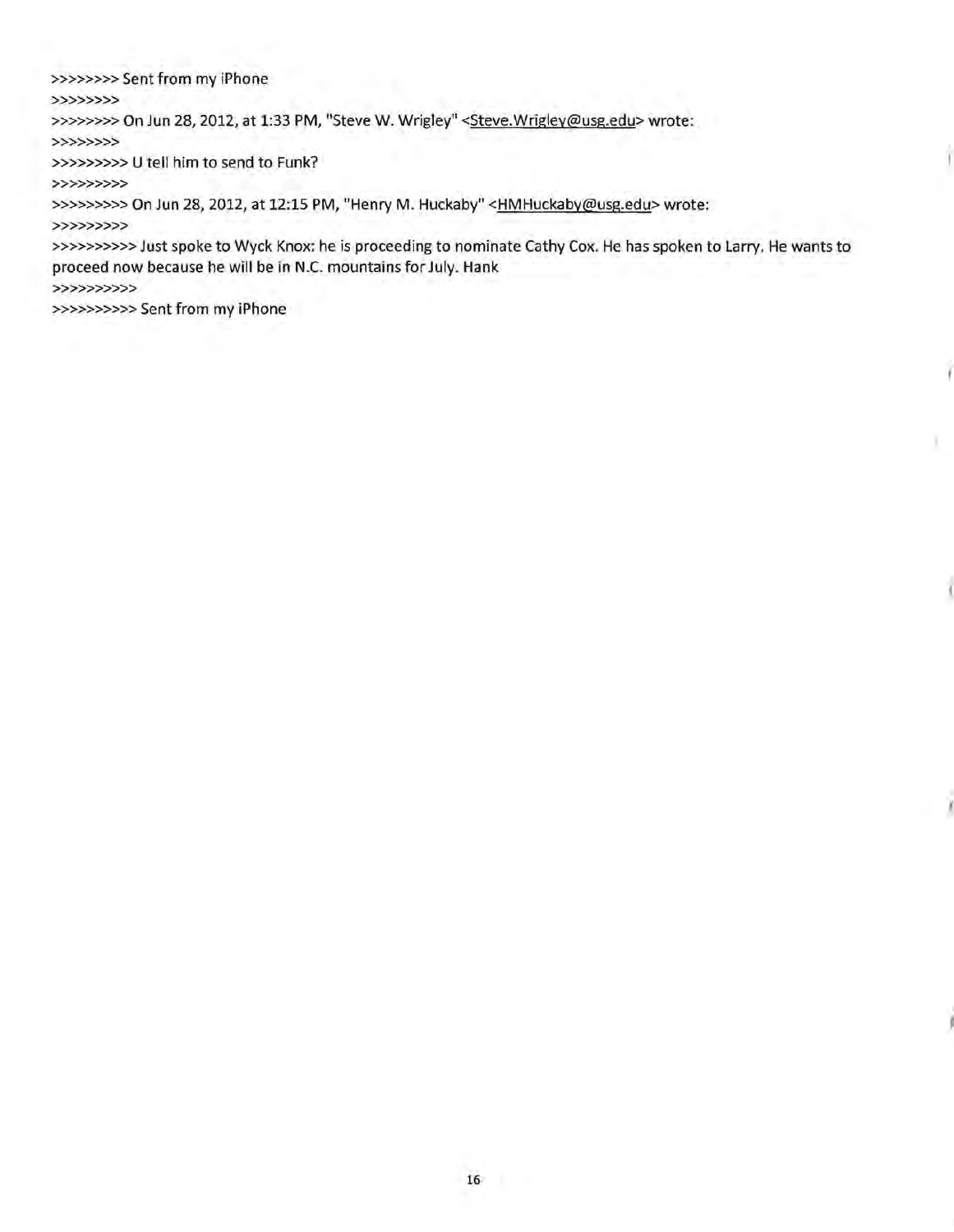>>>>>>>> Sent from my iPhone
>>>>>>>>
>>>>>>>> On Jun 28, 2012, at 1:33 PM, "Steve W. Wrigley" <Steve.Wrigley@usg.edu> wrote:
>>>>>>>>
>>>>>>>>> U tell him to send to Funk?
>>>>>>>>>
>>>>>>>>> On Jun 28, 2012, at 12:15 PM, "Henry M. Huckaby" <HMHuckaby@usg.edu> wrote:
>>>>>>>>>
>>>>>>>>>> Just spoke to Wyck Knox: he is proceeding to nominate Cathy Cox. He has spoken to Larry. He wants to proceed now because he will be in N.C. mountains for July. Hank
>>>>>>>>>>
>>>>>>>>>> Sent from my iPhone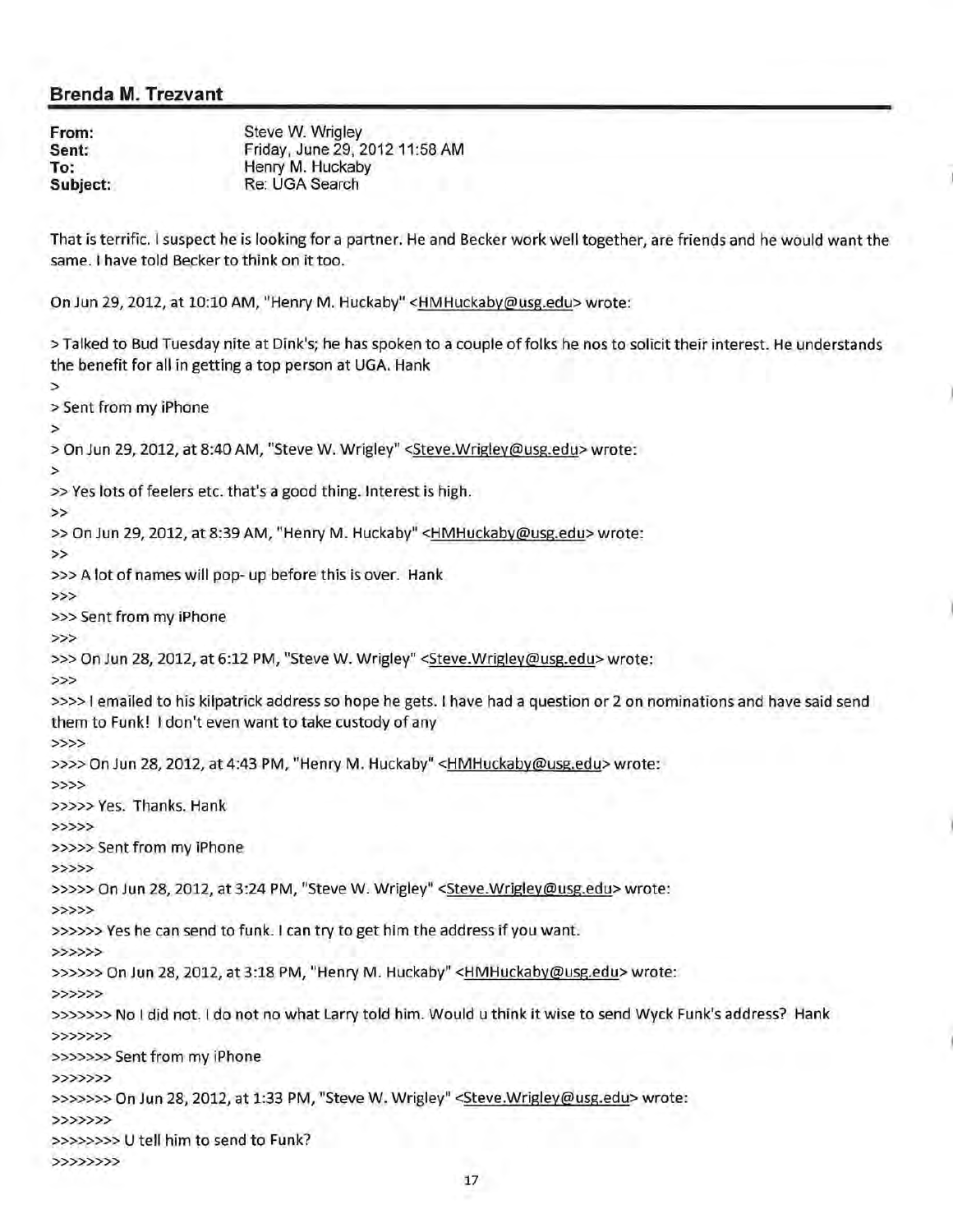## Brenda M. Trezvant

**From:** Steve W. Wrigley
**Sent:** Friday, June 29, 2012 11:58 AM
**To:** Henry M. Huckaby
**Subject:** Re: UGA Search

That is terrific. I suspect he is looking for a partner. He and Becker work well together, are friends and he would want the same. I have told Becker to think on it too.

On Jun 29, 2012, at 10:10 AM, "Henry M. Huckaby" <HMHuckaby@usg.edu> wrote:

> Talked to Bud Tuesday nite at Dink's; he has spoken to a couple of folks he nos to solicit their interest. He understands the benefit for all in getting a top person at UGA. Hank
>
> Sent from my iPhone
>
> On Jun 29, 2012, at 8:40 AM, "Steve W. Wrigley" <Steve.Wrigley@usg.edu> wrote:
>
>> Yes lots of feelers etc. that's a good thing. Interest is high.
>>
>> On Jun 29, 2012, at 8:39 AM, "Henry M. Huckaby" <HMHuckaby@usg.edu> wrote:
>>
>>> A lot of names will pop- up before this is over. Hank
>>>
>>> Sent from my iPhone
>>>
>>> On Jun 28, 2012, at 6:12 PM, "Steve W. Wrigley" <Steve.Wrigley@usg.edu> wrote:
>>>
>>>> I emailed to his kilpatrick address so hope he gets. I have had a question or 2 on nominations and have said send them to Funk! I don't even want to take custody of any
>>>>
>>>> On Jun 28, 2012, at 4:43 PM, "Henry M. Huckaby" <HMHuckaby@usg.edu> wrote:
>>>>
>>>>> Yes. Thanks. Hank
>>>>>
>>>>> Sent from my iPhone
>>>>>
>>>>> On Jun 28, 2012, at 3:24 PM, "Steve W. Wrigley" <Steve.Wrigley@usg.edu> wrote:
>>>>>
>>>>>> Yes he can send to funk. I can try to get him the address if you want.
>>>>>>
>>>>>> On Jun 28, 2012, at 3:18 PM, "Henry M. Huckaby" <HMHuckaby@usg.edu> wrote:
>>>>>>
>>>>>>> No I did not. I do not no what Larry told him. Would u think it wise to send Wyck Funk's address? Hank
>>>>>>>
>>>>>>> Sent from my iPhone
>>>>>>>
>>>>>>> On Jun 28, 2012, at 1:33 PM, "Steve W. Wrigley" <Steve.Wrigley@usg.edu> wrote:
>>>>>>>
>>>>>>>> U tell him to send to Funk?
>>>>>>>>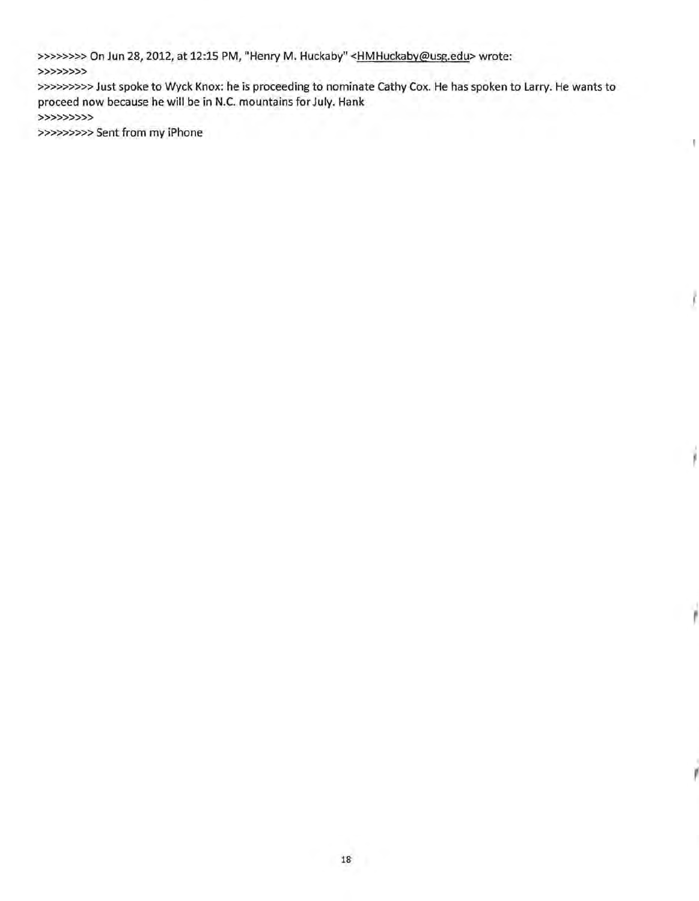>>>>>>>> On Jun 28, 2012, at 12:15 PM, "Henry M. Huckaby" <HMHuckaby@usg.edu> wrote:

>>>>>>>>

>>>>>>>>> Just spoke to Wyck Knox: he is proceeding to nominate Cathy Cox. He has spoken to Larry. He wants to proceed now because he will be in N.C. mountains for July. Hank

>>>>>>>>>

>>>>>>>>> Sent from my iPhone